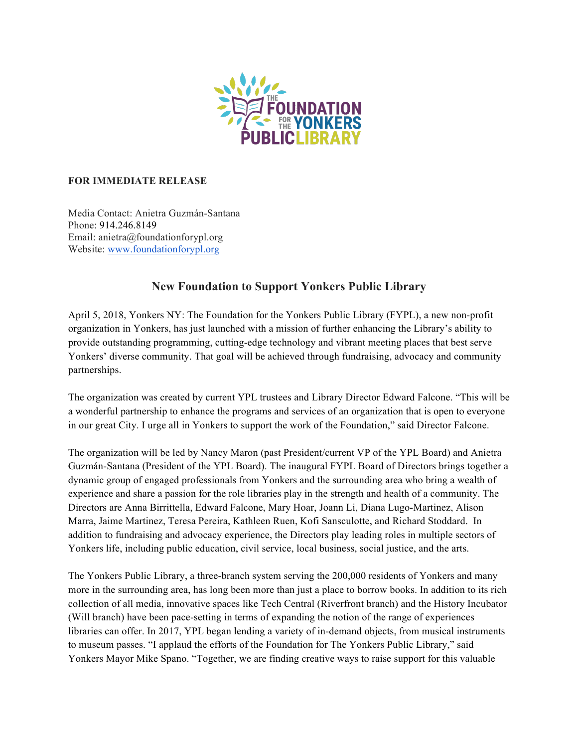**FOR IMMEDIATE RELEASE**

Media Contact: Anietra Guzmán-Santana
Phone: 914.246.8149
Email: anietra@foundationforypl.org
Website: [www.foundationforypl.org](www.foundationforypl.org)

## New Foundation to Support Yonkers Public Library

April 5, 2018, Yonkers NY: The Foundation for the Yonkers Public Library (FYPL), a new non-profit organization in Yonkers, has just launched with a mission of further enhancing the Library's ability to provide outstanding programming, cutting-edge technology and vibrant meeting places that best serve Yonkers' diverse community. That goal will be achieved through fundraising, advocacy and community partnerships.

The organization was created by current YPL trustees and Library Director Edward Falcone. "This will be a wonderful partnership to enhance the programs and services of an organization that is open to everyone in our great City. I urge all in Yonkers to support the work of the Foundation," said Director Falcone.

The organization will be led by Nancy Maron (past President/current VP of the YPL Board) and Anietra Guzmán-Santana (President of the YPL Board). The inaugural FYPL Board of Directors brings together a dynamic group of engaged professionals from Yonkers and the surrounding area who bring a wealth of experience and share a passion for the role libraries play in the strength and health of a community. The Directors are Anna Birrittella, Edward Falcone, Mary Hoar, Joann Li, Diana Lugo-Martinez, Alison Marra, Jaime Martinez, Teresa Pereira, Kathleen Ruen, Kofi Sansculotte, and Richard Stoddard. In addition to fundraising and advocacy experience, the Directors play leading roles in multiple sectors of Yonkers life, including public education, civil service, local business, social justice, and the arts.

The Yonkers Public Library, a three-branch system serving the 200,000 residents of Yonkers and many more in the surrounding area, has long been more than just a place to borrow books. In addition to its rich collection of all media, innovative spaces like Tech Central (Riverfront branch) and the History Incubator (Will branch) have been pace-setting in terms of expanding the notion of the range of experiences libraries can offer. In 2017, YPL began lending a variety of in-demand objects, from musical instruments to museum passes. "I applaud the efforts of the Foundation for The Yonkers Public Library," said Yonkers Mayor Mike Spano. "Together, we are finding creative ways to raise support for this valuable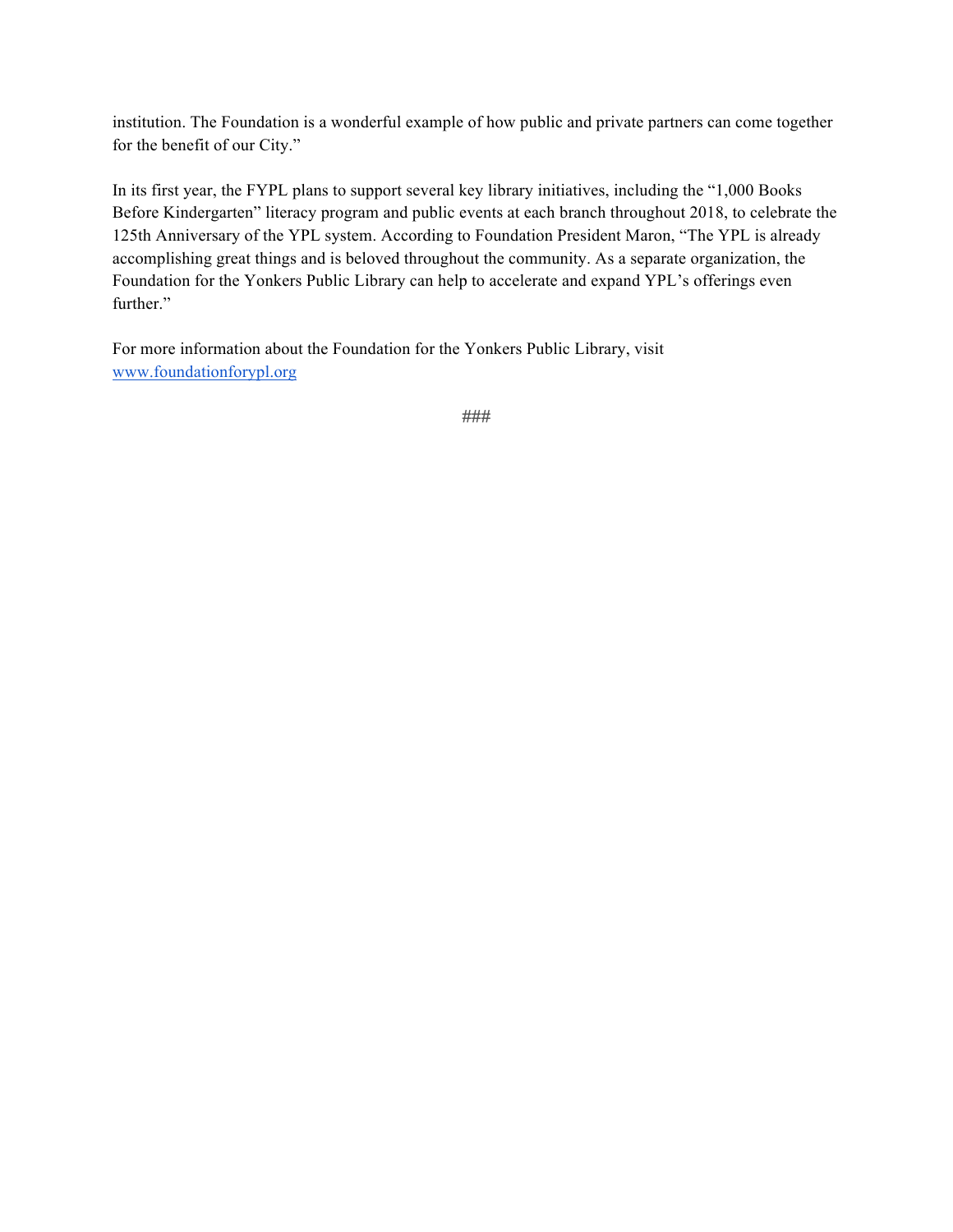institution. The Foundation is a wonderful example of how public and private partners can come together for the benefit of our City."

In its first year, the FYPL plans to support several key library initiatives, including the "1,000 Books Before Kindergarten" literacy program and public events at each branch throughout 2018, to celebrate the 125th Anniversary of the YPL system. According to Foundation President Maron, "The YPL is already accomplishing great things and is beloved throughout the community. As a separate organization, the Foundation for the Yonkers Public Library can help to accelerate and expand YPL's offerings even further."

For more information about the Foundation for the Yonkers Public Library, visit [www.foundationforypl.org](http://www.foundationforypl.org)

###